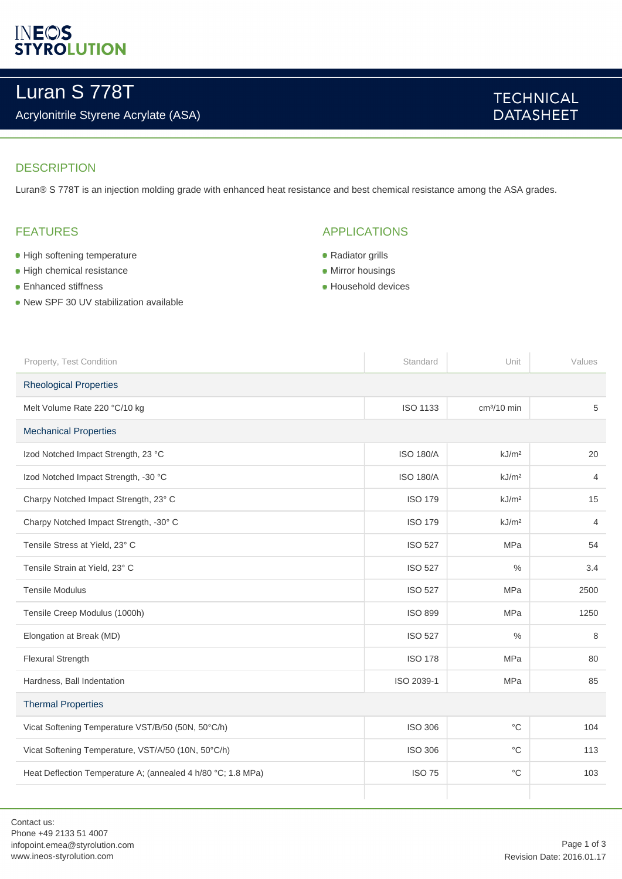INEOS STYROLUTION

# Luran S 778T

Acrylonitrile Styrene Acrylate (ASA)

TECHNICAL DATASHEET

## DESCRIPTION

Luran® S 778T is an injection molding grade with enhanced heat resistance and best chemical resistance among the ASA grades.

## FEATURES

- High softening temperature
- High chemical resistance
- Enhanced stiffness
- New SPF 30 UV stabilization available

## APPLICATIONS

- Radiator grills
- Mirror housings
- Household devices

| Property, Test Condition | Standard | Unit | Values |
|---|---|---|---|
| **Rheological Properties** | | | |
| Melt Volume Rate 220 °C/10 kg | ISO 1133 | cm³/10 min | 5 |
| **Mechanical Properties** | | | |
| Izod Notched Impact Strength, 23 °C | ISO 180/A | kJ/m² | 20 |
| Izod Notched Impact Strength, -30 °C | ISO 180/A | kJ/m² | 4 |
| Charpy Notched Impact Strength, 23° C | ISO 179 | kJ/m² | 15 |
| Charpy Notched Impact Strength, -30° C | ISO 179 | kJ/m² | 4 |
| Tensile Stress at Yield, 23° C | ISO 527 | MPa | 54 |
| Tensile Strain at Yield, 23° C | ISO 527 | % | 3.4 |
| Tensile Modulus | ISO 527 | MPa | 2500 |
| Tensile Creep Modulus (1000h) | ISO 899 | MPa | 1250 |
| Elongation at Break (MD) | ISO 527 | % | 8 |
| Flexural Strength | ISO 178 | MPa | 80 |
| Hardness, Ball Indentation | ISO 2039-1 | MPa | 85 |
| **Thermal Properties** | | | |
| Vicat Softening Temperature VST/B/50 (50N, 50°C/h) | ISO 306 | °C | 104 |
| Vicat Softening Temperature, VST/A/50 (10N, 50°C/h) | ISO 306 | °C | 113 |
| Heat Deflection Temperature A; (annealed 4 h/80 °C; 1.8 MPa) | ISO 75 | °C | 103 |

Contact us:
Phone +49 2133 51 4007
infopoint.emea@styrolution.com
www.ineos-styrolution.com

Revision Date: 2016.01.17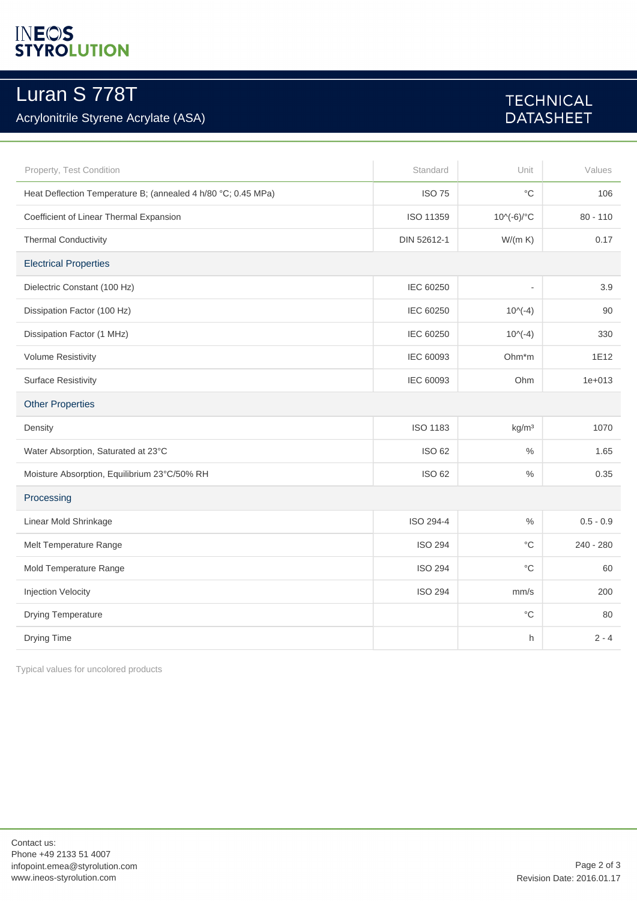# Luran S 778T

Acrylonitrile Styrene Acrylate (ASA)

TECHNICAL DATASHEET

| Property, Test Condition | Standard | Unit | Values |
|---|---|---|---|
| Heat Deflection Temperature B; (annealed 4 h/80 °C; 0.45 MPa) | ISO 75 | °C | 106 |
| Coefficient of Linear Thermal Expansion | ISO 11359 | 10^(-6)/°C | 80 - 110 |
| Thermal Conductivity | DIN 52612-1 | W/(m K) | 0.17 |
| **Electrical Properties** | | | |
| Dielectric Constant (100 Hz) | IEC 60250 | - | 3.9 |
| Dissipation Factor (100 Hz) | IEC 60250 | 10^(-4) | 90 |
| Dissipation Factor (1 MHz) | IEC 60250 | 10^(-4) | 330 |
| Volume Resistivity | IEC 60093 | Ohm*m | 1E12 |
| Surface Resistivity | IEC 60093 | Ohm | 1e+013 |
| **Other Properties** | | | |
| Density | ISO 1183 | kg/m³ | 1070 |
| Water Absorption, Saturated at 23°C | ISO 62 | % | 1.65 |
| Moisture Absorption, Equilibrium 23°C/50% RH | ISO 62 | % | 0.35 |
| **Processing** | | | |
| Linear Mold Shrinkage | ISO 294-4 | % | 0.5 - 0.9 |
| Melt Temperature Range | ISO 294 | °C | 240 - 280 |
| Mold Temperature Range | ISO 294 | °C | 60 |
| Injection Velocity | ISO 294 | mm/s | 200 |
| Drying Temperature | | °C | 80 |
| Drying Time | | h | 2 - 4 |

Typical values for uncolored products

Contact us:
Phone +49 2133 51 4007
infopoint.emea@styrolution.com
www.ineos-styrolution.com

Revision Date: 2016.01.17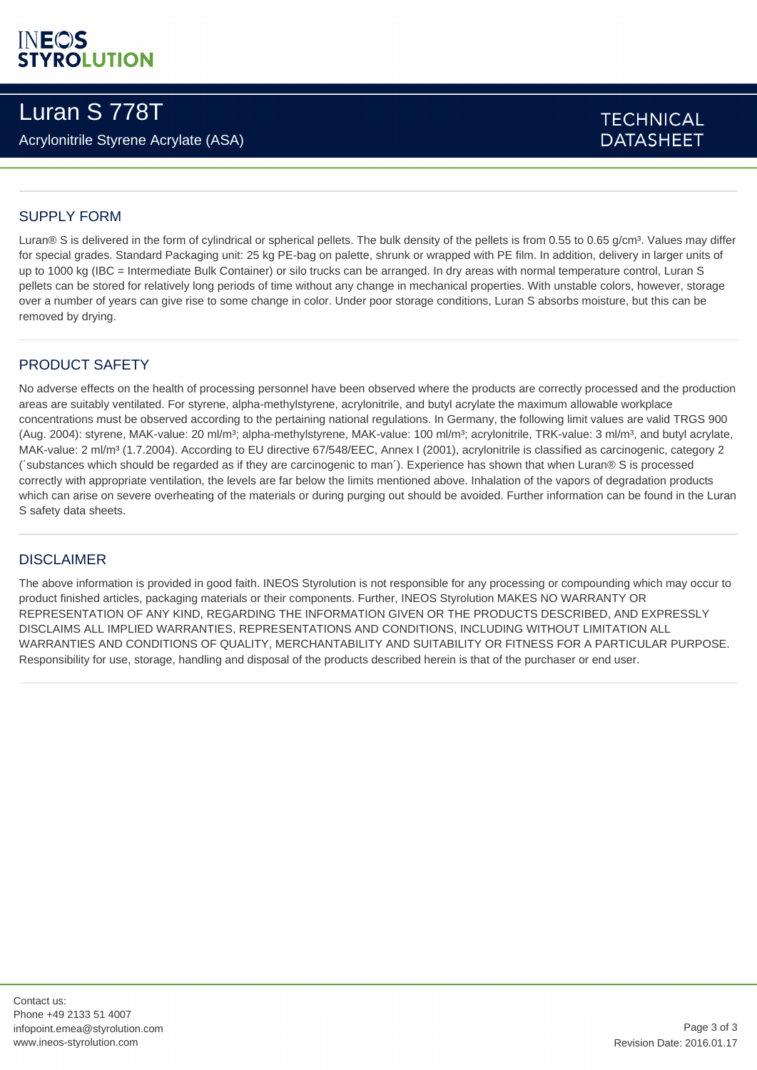# Luran S 778T

Acrylonitrile Styrene Acrylate (ASA)

TECHNICAL DATASHEET

## SUPPLY FORM

Luran® S is delivered in the form of cylindrical or spherical pellets. The bulk density of the pellets is from 0.55 to 0.65 g/cm³. Values may differ for special grades. Standard Packaging unit: 25 kg PE-bag on palette, shrunk or wrapped with PE film. In addition, delivery in larger units of up to 1000 kg (IBC = Intermediate Bulk Container) or silo trucks can be arranged. In dry areas with normal temperature control, Luran S pellets can be stored for relatively long periods of time without any change in mechanical properties. With unstable colors, however, storage over a number of years can give rise to some change in color. Under poor storage conditions, Luran S absorbs moisture, but this can be removed by drying.

## PRODUCT SAFETY

No adverse effects on the health of processing personnel have been observed where the products are correctly processed and the production areas are suitably ventilated. For styrene, alpha-methylstyrene, acrylonitrile, and butyl acrylate the maximum allowable workplace concentrations must be observed according to the pertaining national regulations. In Germany, the following limit values are valid TRGS 900 (Aug. 2004): styrene, MAK-value: 20 ml/m³; alpha-methylstyrene, MAK-value: 100 ml/m³; acrylonitrile, TRK-value: 3 ml/m³, and butyl acrylate, MAK-value: 2 ml/m³ (1.7.2004). According to EU directive 67/548/EEC, Annex I (2001), acrylonitrile is classified as carcinogenic, category 2 (´substances which should be regarded as if they are carcinogenic to man´). Experience has shown that when Luran® S is processed correctly with appropriate ventilation, the levels are far below the limits mentioned above. Inhalation of the vapors of degradation products which can arise on severe overheating of the materials or during purging out should be avoided. Further information can be found in the Luran S safety data sheets.

## DISCLAIMER

The above information is provided in good faith. INEOS Styrolution is not responsible for any processing or compounding which may occur to product finished articles, packaging materials or their components. Further, INEOS Styrolution MAKES NO WARRANTY OR REPRESENTATION OF ANY KIND, REGARDING THE INFORMATION GIVEN OR THE PRODUCTS DESCRIBED, AND EXPRESSLY DISCLAIMS ALL IMPLIED WARRANTIES, REPRESENTATIONS AND CONDITIONS, INCLUDING WITHOUT LIMITATION ALL WARRANTIES AND CONDITIONS OF QUALITY, MERCHANTABILITY AND SUITABILITY OR FITNESS FOR A PARTICULAR PURPOSE. Responsibility for use, storage, handling and disposal of the products described herein is that of the purchaser or end user.

Contact us:
Phone +49 2133 51 4007
infopoint.emea@styrolution.com
www.ineos-styrolution.com

Revision Date: 2016.01.17